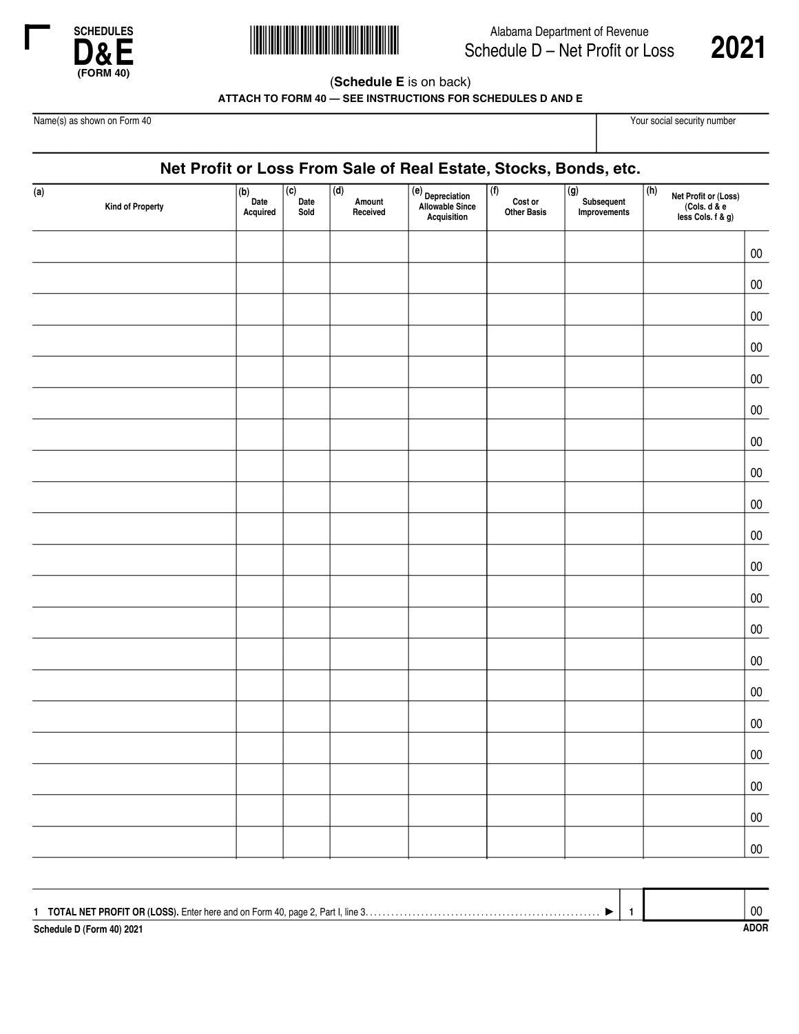**SCHEDULES D&E (FORM 40)**

Alabama Department of Revenue

# Schedule D – Net Profit or Loss 2021

(**Schedule E** is on back)

**ATTACH TO FORM 40 — SEE INSTRUCTIONS FOR SCHEDULES D AND E**

| Name(s) as shown on Form 40 | Your social security number |
|---|---|
| | |

## Net Profit or Loss From Sale of Real Estate, Stocks, Bonds, etc.

| (a) Kind of Property | (b) Date Acquired | (c) Date Sold | (d) Amount Received | (e) Depreciation Allowable Since Acquisition | (f) Cost or Other Basis | (g) Subsequent Improvements | (h) Net Profit or (Loss) (Cols. d & e less Cols. f & g) |
|---|---|---|---|---|---|---|---|
| | | | | | | | 00 |
| | | | | | | | 00 |
| | | | | | | | 00 |
| | | | | | | | 00 |
| | | | | | | | 00 |
| | | | | | | | 00 |
| | | | | | | | 00 |
| | | | | | | | 00 |
| | | | | | | | 00 |
| | | | | | | | 00 |
| | | | | | | | 00 |
| | | | | | | | 00 |
| | | | | | | | 00 |
| | | | | | | | 00 |
| | | | | | | | 00 |
| | | | | | | | 00 |
| | | | | | | | 00 |
| | | | | | | | 00 |
| | | | | | | | 00 |
| | | | | | | | 00 |

**1 TOTAL NET PROFIT OR (LOSS).** Enter here and on Form 40, page 2, Part I, line 3. . . . . . . . . . ► **1** | 00

**Schedule D (Form 40) 2021** **ADOR**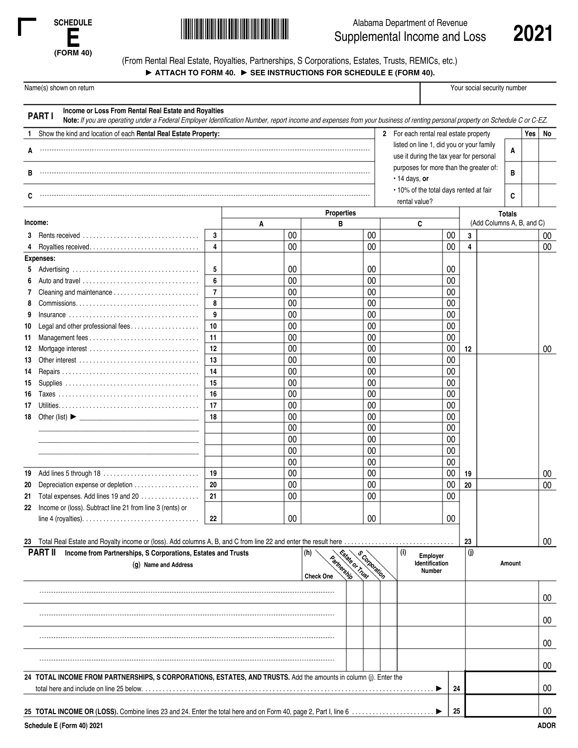**SCHEDULE E (FORM 40)**

Alabama Department of Revenue

# Supplemental Income and Loss

**2021**

(From Rental Real Estate, Royalties, Partnerships, S Corporations, Estates, Trusts, REMICs, etc.)

► **ATTACH TO FORM 40.** ► **SEE INSTRUCTIONS FOR SCHEDULE E (FORM 40).**

| Name(s) shown on return | Your social security number |
|---|---|
| | |

## PART I Income or Loss From Rental Real Estate and Royalties

**Note:** *If you are operating under a Federal Employer Identification Number, report income and expenses from your business of renting personal property on Schedule C or C-EZ.*

| 1 Show the kind and location of each **Rental Real Estate Property:** | 2 For each rental real estate property listed on line 1, did you or your family use it during the tax year for personal purposes for more than the greater of: • 14 days, **or** • 10% of the total days rented at fair rental value? | | Yes | No |
|---|---|---|---|---|
| A | | A | | |
| B | | B | | |
| C | | C | | |

| | | Properties A | Properties B | Properties C | | Totals (Add Columns A, B, and C) |
|---|---|---|---|---|---|---|
| **Income:** | | | | | | |
| 3 Rents received | 3 | 00 | 00 | 00 | 3 | 00 |
| 4 Royalties received | 4 | 00 | 00 | 00 | 4 | 00 |
| **Expenses:** | | | | | | |
| 5 Advertising | 5 | 00 | 00 | 00 | | |
| 6 Auto and travel | 6 | 00 | 00 | 00 | | |
| 7 Cleaning and maintenance | 7 | 00 | 00 | 00 | | |
| 8 Commissions | 8 | 00 | 00 | 00 | | |
| 9 Insurance | 9 | 00 | 00 | 00 | | |
| 10 Legal and other professional fees | 10 | 00 | 00 | 00 | | |
| 11 Management fees | 11 | 00 | 00 | 00 | | |
| 12 Mortgage interest | 12 | 00 | 00 | 00 | 12 | 00 |
| 13 Other interest | 13 | 00 | 00 | 00 | | |
| 14 Repairs | 14 | 00 | 00 | 00 | | |
| 15 Supplies | 15 | 00 | 00 | 00 | | |
| 16 Taxes | 16 | 00 | 00 | 00 | | |
| 17 Utilities | 17 | 00 | 00 | 00 | | |
| 18 Other (list) ► ______ | 18 | 00 | 00 | 00 | | |
| ______ | | 00 | 00 | 00 | | |
| ______ | | 00 | 00 | 00 | | |
| ______ | | 00 | 00 | 00 | | |
| | | 00 | 00 | 00 | | |
| 19 Add lines 5 through 18 | 19 | 00 | 00 | 00 | 19 | 00 |
| 20 Depreciation expense or depletion | 20 | 00 | 00 | 00 | 20 | 00 |
| 21 Total expenses. Add lines 19 and 20 | 21 | 00 | 00 | 00 | | |
| 22 Income or (loss). Subtract line 21 from line 3 (rents) or line 4 (royalties) | 22 | 00 | 00 | 00 | | |
| 23 Total Real Estate and Royalty income or (loss). Add columns A, B, and C from line 22 and enter the result here | | | | | 23 | 00 |

## PART II Income from Partnerships, S Corporations, Estates and Trusts

| (g) Name and Address | (h) Check One: Partnership | Estate or Trust | S Corporation | (i) Employer Identification Number | (j) Amount |
|---|---|---|---|---|---|
| | | | | | 00 |
| | | | | | 00 |
| | | | | | 00 |
| | | | | | 00 |

| | | |
|---|---|---|
| **24 TOTAL INCOME FROM PARTNERSHIPS, S CORPORATIONS, ESTATES, AND TRUSTS.** Add the amounts in column (j). Enter the total here and include on line 25 below. ► | 24 | 00 |
| **25 TOTAL INCOME OR (LOSS).** Combine lines 23 and 24. Enter the total here and on Form 40, page 2, Part I, line 6 ► | 25 | 00 |

Schedule E (Form 40) 2021 ADOR